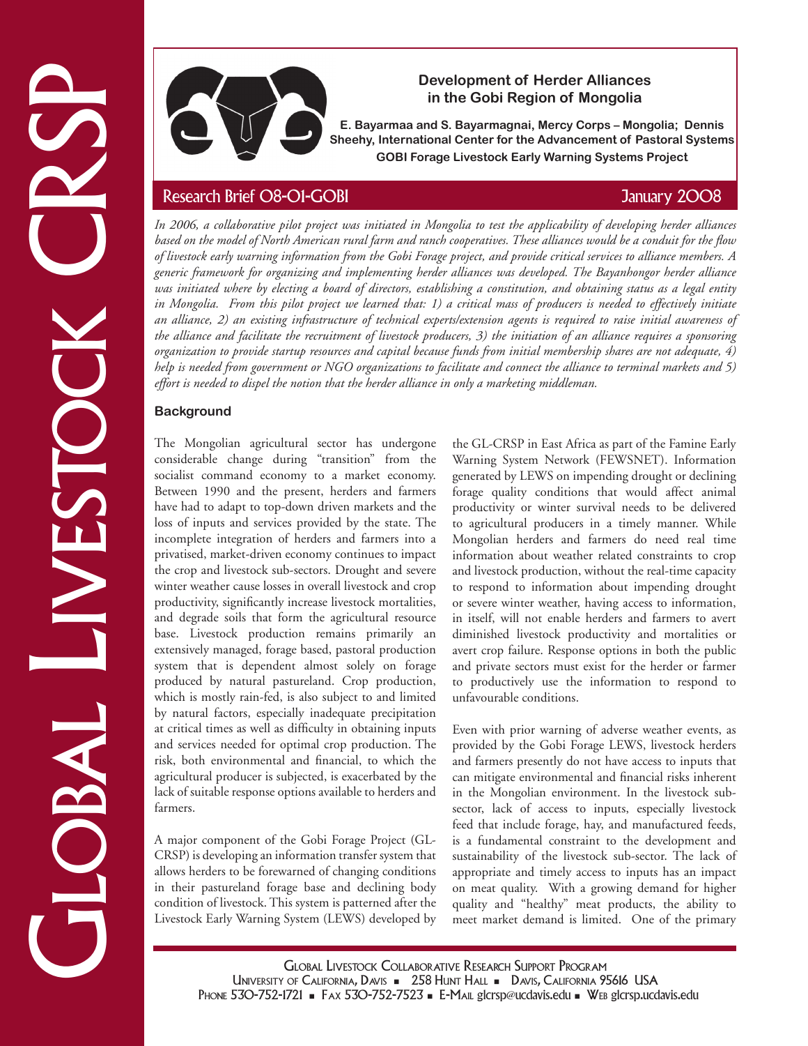# Development of Herder Alliances in the Gobi Region of Mongolia

**E. Bayarmaa and S. Bayarmagnai, Mercy Corps – Mongolia; Dennis Sheehy, International Center for the Advancement of Pastoral Systems**

**GOBI Forage Livestock Early Warning Systems Project**

Research Brief 08-01-GOBI — January 2008

*In 2006, a collaborative pilot project was initiated in Mongolia to test the applicability of developing herder alliances based on the model of North American rural farm and ranch cooperatives. These alliances would be a conduit for the flow of livestock early warning information from the Gobi Forage project, and provide critical services to alliance members. A generic framework for organizing and implementing herder alliances was developed. The Bayanhongor herder alliance was initiated where by electing a board of directors, establishing a constitution, and obtaining status as a legal entity in Mongolia. From this pilot project we learned that: 1) a critical mass of producers is needed to effectively initiate an alliance, 2) an existing infrastructure of technical experts/extension agents is required to raise initial awareness of the alliance and facilitate the recruitment of livestock producers, 3) the initiation of an alliance requires a sponsoring organization to provide startup resources and capital because funds from initial membership shares are not adequate, 4) help is needed from government or NGO organizations to facilitate and connect the alliance to terminal markets and 5) effort is needed to dispel the notion that the herder alliance in only a marketing middleman.*

## Background

The Mongolian agricultural sector has undergone considerable change during "transition" from the socialist command economy to a market economy. Between 1990 and the present, herders and farmers have had to adapt to top-down driven markets and the loss of inputs and services provided by the state. The incomplete integration of herders and farmers into a privatised, market-driven economy continues to impact the crop and livestock sub-sectors. Drought and severe winter weather cause losses in overall livestock and crop productivity, significantly increase livestock mortalities, and degrade soils that form the agricultural resource base. Livestock production remains primarily an extensively managed, forage based, pastoral production system that is dependent almost solely on forage produced by natural pastureland. Crop production, which is mostly rain-fed, is also subject to and limited by natural factors, especially inadequate precipitation at critical times as well as difficulty in obtaining inputs and services needed for optimal crop production. The risk, both environmental and financial, to which the agricultural producer is subjected, is exacerbated by the lack of suitable response options available to herders and farmers.

A major component of the Gobi Forage Project (GL-CRSP) is developing an information transfer system that allows herders to be forewarned of changing conditions in their pastureland forage base and declining body condition of livestock. This system is patterned after the Livestock Early Warning System (LEWS) developed by the GL-CRSP in East Africa as part of the Famine Early Warning System Network (FEWSNET). Information generated by LEWS on impending drought or declining forage quality conditions that would affect animal productivity or winter survival needs to be delivered to agricultural producers in a timely manner. While Mongolian herders and farmers do need real time information about weather related constraints to crop and livestock production, without the real-time capacity to respond to information about impending drought or severe winter weather, having access to information, in itself, will not enable herders and farmers to avert diminished livestock productivity and mortalities or avert crop failure. Response options in both the public and private sectors must exist for the herder or farmer to productively use the information to respond to unfavourable conditions.

Even with prior warning of adverse weather events, as provided by the Gobi Forage LEWS, livestock herders and farmers presently do not have access to inputs that can mitigate environmental and financial risks inherent in the Mongolian environment. In the livestock sub-sector, lack of access to inputs, especially livestock feed that include forage, hay, and manufactured feeds, is a fundamental constraint to the development and sustainability of the livestock sub-sector. The lack of appropriate and timely access to inputs has an impact on meat quality. With a growing demand for higher quality and "healthy" meat products, the ability to meet market demand is limited. One of the primary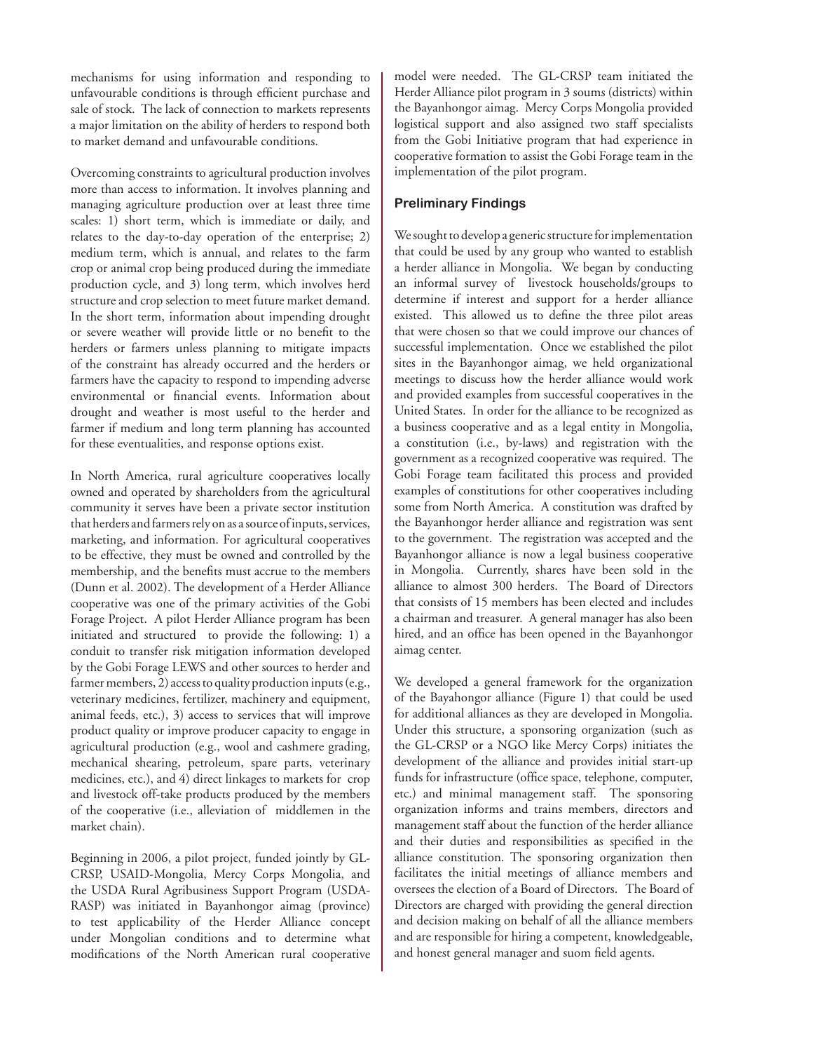mechanisms for using information and responding to unfavourable conditions is through efficient purchase and sale of stock. The lack of connection to markets represents a major limitation on the ability of herders to respond both to market demand and unfavourable conditions.

Overcoming constraints to agricultural production involves more than access to information. It involves planning and managing agriculture production over at least three time scales: 1) short term, which is immediate or daily, and relates to the day-to-day operation of the enterprise; 2) medium term, which is annual, and relates to the farm crop or animal crop being produced during the immediate production cycle, and 3) long term, which involves herd structure and crop selection to meet future market demand. In the short term, information about impending drought or severe weather will provide little or no benefit to the herders or farmers unless planning to mitigate impacts of the constraint has already occurred and the herders or farmers have the capacity to respond to impending adverse environmental or financial events. Information about drought and weather is most useful to the herder and farmer if medium and long term planning has accounted for these eventualities, and response options exist.

In North America, rural agriculture cooperatives locally owned and operated by shareholders from the agricultural community it serves have been a private sector institution that herders and farmers rely on as a source of inputs, services, marketing, and information. For agricultural cooperatives to be effective, they must be owned and controlled by the membership, and the benefits must accrue to the members (Dunn et al. 2002). The development of a Herder Alliance cooperative was one of the primary activities of the Gobi Forage Project. A pilot Herder Alliance program has been initiated and structured to provide the following: 1) a conduit to transfer risk mitigation information developed by the Gobi Forage LEWS and other sources to herder and farmer members, 2) access to quality production inputs (e.g., veterinary medicines, fertilizer, machinery and equipment, animal feeds, etc.), 3) access to services that will improve product quality or improve producer capacity to engage in agricultural production (e.g., wool and cashmere grading, mechanical shearing, petroleum, spare parts, veterinary medicines, etc.), and 4) direct linkages to markets for crop and livestock off-take products produced by the members of the cooperative (i.e., alleviation of middlemen in the market chain).

Beginning in 2006, a pilot project, funded jointly by GL-CRSP, USAID-Mongolia, Mercy Corps Mongolia, and the USDA Rural Agribusiness Support Program (USDA-RASP) was initiated in Bayanhongor aimag (province) to test applicability of the Herder Alliance concept under Mongolian conditions and to determine what modifications of the North American rural cooperative model were needed. The GL-CRSP team initiated the Herder Alliance pilot program in 3 soums (districts) within the Bayanhongor aimag. Mercy Corps Mongolia provided logistical support and also assigned two staff specialists from the Gobi Initiative program that had experience in cooperative formation to assist the Gobi Forage team in the implementation of the pilot program.

### Preliminary Findings

We sought to develop a generic structure for implementation that could be used by any group who wanted to establish a herder alliance in Mongolia. We began by conducting an informal survey of livestock households/groups to determine if interest and support for a herder alliance existed. This allowed us to define the three pilot areas that were chosen so that we could improve our chances of successful implementation. Once we established the pilot sites in the Bayanhongor aimag, we held organizational meetings to discuss how the herder alliance would work and provided examples from successful cooperatives in the United States. In order for the alliance to be recognized as a business cooperative and as a legal entity in Mongolia, a constitution (i.e., by-laws) and registration with the government as a recognized cooperative was required. The Gobi Forage team facilitated this process and provided examples of constitutions for other cooperatives including some from North America. A constitution was drafted by the Bayanhongor herder alliance and registration was sent to the government. The registration was accepted and the Bayanhongor alliance is now a legal business cooperative in Mongolia. Currently, shares have been sold in the alliance to almost 300 herders. The Board of Directors that consists of 15 members has been elected and includes a chairman and treasurer. A general manager has also been hired, and an office has been opened in the Bayanhongor aimag center.

We developed a general framework for the organization of the Bayahongor alliance (Figure 1) that could be used for additional alliances as they are developed in Mongolia. Under this structure, a sponsoring organization (such as the GL-CRSP or a NGO like Mercy Corps) initiates the development of the alliance and provides initial start-up funds for infrastructure (office space, telephone, computer, etc.) and minimal management staff. The sponsoring organization informs and trains members, directors and management staff about the function of the herder alliance and their duties and responsibilities as specified in the alliance constitution. The sponsoring organization then facilitates the initial meetings of alliance members and oversees the election of a Board of Directors. The Board of Directors are charged with providing the general direction and decision making on behalf of all the alliance members and are responsible for hiring a competent, knowledgeable, and honest general manager and suom field agents.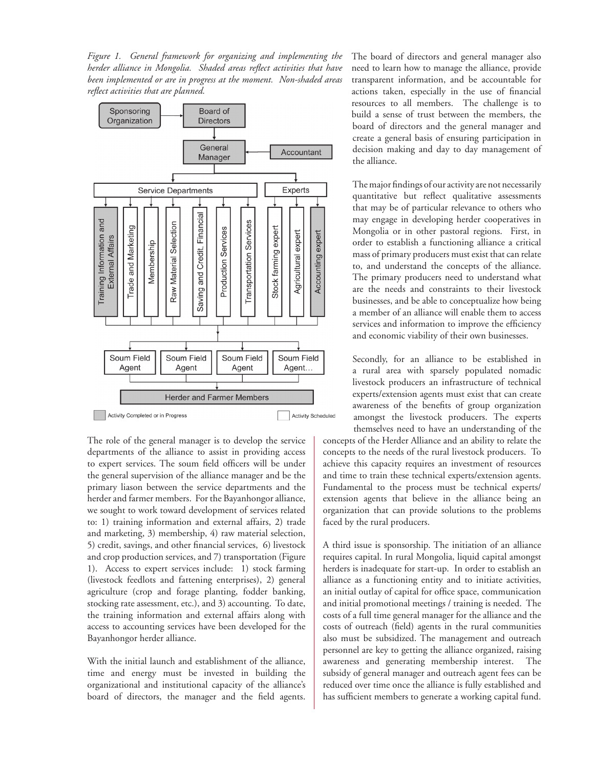*Figure 1. General framework for organizing and implementing the herder alliance in Mongolia. Shaded areas reflect activities that have been implemented or are in progress at the moment. Non-shaded areas reflect activities that are planned.*

The role of the general manager is to develop the service departments of the alliance to assist in providing access to expert services. The soum field officers will be under the general supervision of the alliance manager and be the primary liason between the service departments and the herder and farmer members. For the Bayanhongor alliance, we sought to work toward development of services related to: 1) training information and external affairs, 2) trade and marketing, 3) membership, 4) raw material selection, 5) credit, savings, and other financial services, 6) livestock and crop production services, and 7) transportation (Figure 1). Access to expert services include: 1) stock farming (livestock feedlots and fattening enterprises), 2) general agriculture (crop and forage planting, fodder banking, stocking rate assessment, etc.), and 3) accounting. To date, the training information and external affairs along with access to accounting services have been developed for the Bayanhongor herder alliance.

With the initial launch and establishment of the alliance, time and energy must be invested in building the organizational and institutional capacity of the alliance's board of directors, the manager and the field agents. The board of directors and general manager also need to learn how to manage the alliance, provide transparent information, and be accountable for actions taken, especially in the use of financial resources to all members. The challenge is to build a sense of trust between the members, the board of directors and the general manager and create a general basis of ensuring participation in decision making and day to day management of the alliance.

The major findings of our activity are not necessarily quantitative but reflect qualitative assessments that may be of particular relevance to others who may engage in developing herder cooperatives in Mongolia or in other pastoral regions. First, in order to establish a functioning alliance a critical mass of primary producers must exist that can relate to, and understand the concepts of the alliance. The primary producers need to understand what are the needs and constraints to their livestock businesses, and be able to conceptualize how being a member of an alliance will enable them to access services and information to improve the efficiency and economic viability of their own businesses.

Secondly, for an alliance to be established in a rural area with sparsely populated nomadic livestock producers an infrastructure of technical experts/extension agents must exist that can create awareness of the benefits of group organization amongst the livestock producers. The experts themselves need to have an understanding of the concepts of the Herder Alliance and an ability to relate the concepts to the needs of the rural livestock producers. To achieve this capacity requires an investment of resources and time to train these technical experts/extension agents. Fundamental to the process must be technical experts/ extension agents that believe in the alliance being an organization that can provide solutions to the problems faced by the rural producers.

A third issue is sponsorship. The initiation of an alliance requires capital. In rural Mongolia, liquid capital amongst herders is inadequate for start-up. In order to establish an alliance as a functioning entity and to initiate activities, an initial outlay of capital for office space, communication and initial promotional meetings / training is needed. The costs of a full time general manager for the alliance and the costs of outreach (field) agents in the rural communities also must be subsidized. The management and outreach personnel are key to getting the alliance organized, raising awareness and generating membership interest. The subsidy of general manager and outreach agent fees can be reduced over time once the alliance is fully established and has sufficient members to generate a working capital fund.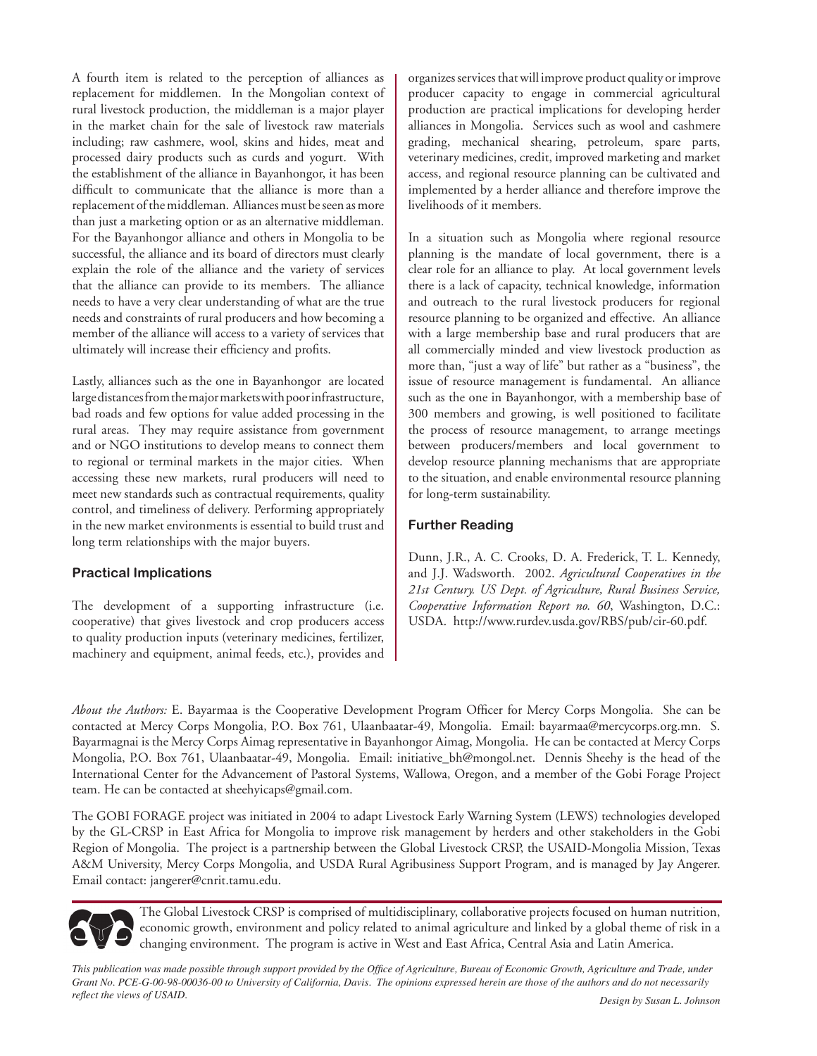A fourth item is related to the perception of alliances as replacement for middlemen. In the Mongolian context of rural livestock production, the middleman is a major player in the market chain for the sale of livestock raw materials including; raw cashmere, wool, skins and hides, meat and processed dairy products such as curds and yogurt. With the establishment of the alliance in Bayanhongor, it has been difficult to communicate that the alliance is more than a replacement of the middleman. Alliances must be seen as more than just a marketing option or as an alternative middleman. For the Bayanhongor alliance and others in Mongolia to be successful, the alliance and its board of directors must clearly explain the role of the alliance and the variety of services that the alliance can provide to its members. The alliance needs to have a very clear understanding of what are the true needs and constraints of rural producers and how becoming a member of the alliance will access to a variety of services that ultimately will increase their efficiency and profits.

Lastly, alliances such as the one in Bayanhongor are located large distances from the major markets with poor infrastructure, bad roads and few options for value added processing in the rural areas. They may require assistance from government and or NGO institutions to develop means to connect them to regional or terminal markets in the major cities. When accessing these new markets, rural producers will need to meet new standards such as contractual requirements, quality control, and timeliness of delivery. Performing appropriately in the new market environments is essential to build trust and long term relationships with the major buyers.

### Practical Implications

The development of a supporting infrastructure (i.e. cooperative) that gives livestock and crop producers access to quality production inputs (veterinary medicines, fertilizer, machinery and equipment, animal feeds, etc.), provides and organizes services that will improve product quality or improve producer capacity to engage in commercial agricultural production are practical implications for developing herder alliances in Mongolia. Services such as wool and cashmere grading, mechanical shearing, petroleum, spare parts, veterinary medicines, credit, improved marketing and market access, and regional resource planning can be cultivated and implemented by a herder alliance and therefore improve the livelihoods of it members.

In a situation such as Mongolia where regional resource planning is the mandate of local government, there is a clear role for an alliance to play. At local government levels there is a lack of capacity, technical knowledge, information and outreach to the rural livestock producers for regional resource planning to be organized and effective. An alliance with a large membership base and rural producers that are all commercially minded and view livestock production as more than, "just a way of life" but rather as a "business", the issue of resource management is fundamental. An alliance such as the one in Bayanhongor, with a membership base of 300 members and growing, is well positioned to facilitate the process of resource management, to arrange meetings between producers/members and local government to develop resource planning mechanisms that are appropriate to the situation, and enable environmental resource planning for long-term sustainability.

### Further Reading

Dunn, J.R., A. C. Crooks, D. A. Frederick, T. L. Kennedy, and J.J. Wadsworth. 2002. *Agricultural Cooperatives in the 21st Century. US Dept. of Agriculture, Rural Business Service, Cooperative Information Report no. 60*, Washington, D.C.: USDA. http://www.rurdev.usda.gov/RBS/pub/cir-60.pdf.

*About the Authors:* E. Bayarmaa is the Cooperative Development Program Officer for Mercy Corps Mongolia. She can be contacted at Mercy Corps Mongolia, P.O. Box 761, Ulaanbaatar-49, Mongolia. Email: bayarmaa@mercycorps.org.mn. S. Bayarmagnai is the Mercy Corps Aimag representative in Bayanhongor Aimag, Mongolia. He can be contacted at Mercy Corps Mongolia, P.O. Box 761, Ulaanbaatar-49, Mongolia. Email: initiative_bh@mongol.net. Dennis Sheehy is the head of the International Center for the Advancement of Pastoral Systems, Wallowa, Oregon, and a member of the Gobi Forage Project team. He can be contacted at sheehyicaps@gmail.com.

The GOBI FORAGE project was initiated in 2004 to adapt Livestock Early Warning System (LEWS) technologies developed by the GL-CRSP in East Africa for Mongolia to improve risk management by herders and other stakeholders in the Gobi Region of Mongolia. The project is a partnership between the Global Livestock CRSP, the USAID-Mongolia Mission, Texas A&M University, Mercy Corps Mongolia, and USDA Rural Agribusiness Support Program, and is managed by Jay Angerer. Email contact: jangerer@cnrit.tamu.edu.

The Global Livestock CRSP is comprised of multidisciplinary, collaborative projects focused on human nutrition, economic growth, environment and policy related to animal agriculture and linked by a global theme of risk in a changing environment. The program is active in West and East Africa, Central Asia and Latin America.

*This publication was made possible through support provided by the Office of Agriculture, Bureau of Economic Growth, Agriculture and Trade, under Grant No. PCE-G-00-98-00036-00 to University of California, Davis. The opinions expressed herein are those of the authors and do not necessarily reflect the views of USAID.*

*Design by Susan L. Johnson*